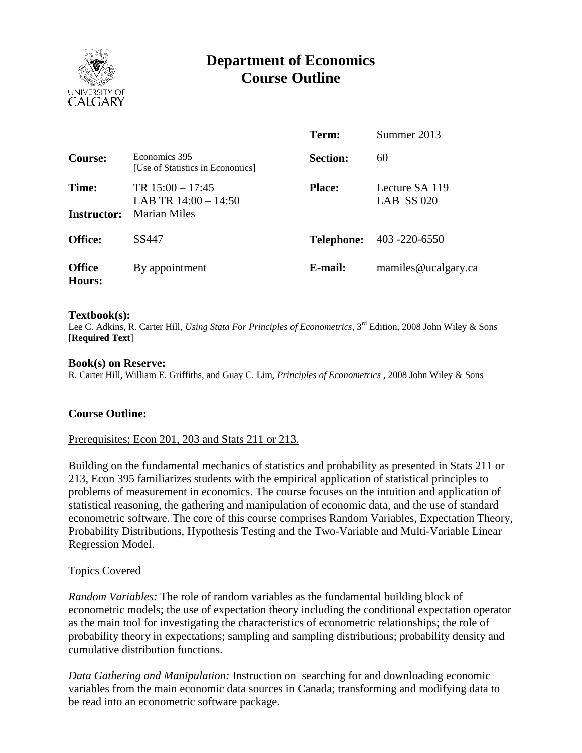# Department of Economics
# Course Outline

| | | | |
|---|---|---|---|
| | | **Term:** | Summer 2013 |
| **Course:** | Economics 395 [Use of Statistics in Economics] | **Section:** | 60 |
| **Time:** | TR 15:00 – 17:45 LAB TR 14:00 – 14:50 | **Place:** | Lecture SA 119 LAB SS 020 |
| **Instructor:** | Marian Miles | | |
| **Office:** | SS447 | **Telephone:** | 403 -220-6550 |
| **Office Hours:** | By appointment | **E-mail:** | mamiles@ucalgary.ca |

**Textbook(s):**
Lee C. Adkins, R. Carter Hill, *Using Stata For Principles of Econometrics*, 3rd Edition, 2008 John Wiley & Sons [**Required Text**]

**Book(s) on Reserve:**
R. Carter Hill, William E. Griffiths, and Guay C. Lim, *Principles of Econometrics* , 2008 John Wiley & Sons

## Course Outline:

Prerequisites; Econ 201, 203 and Stats 211 or 213.

Building on the fundamental mechanics of statistics and probability as presented in Stats 211 or 213, Econ 395 familiarizes students with the empirical application of statistical principles to problems of measurement in economics. The course focuses on the intuition and application of statistical reasoning, the gathering and manipulation of economic data, and the use of standard econometric software. The core of this course comprises Random Variables, Expectation Theory, Probability Distributions, Hypothesis Testing and the Two-Variable and Multi-Variable Linear Regression Model.

Topics Covered

*Random Variables:* The role of random variables as the fundamental building block of econometric models; the use of expectation theory including the conditional expectation operator as the main tool for investigating the characteristics of econometric relationships; the role of probability theory in expectations; sampling and sampling distributions; probability density and cumulative distribution functions.

*Data Gathering and Manipulation:* Instruction on searching for and downloading economic variables from the main economic data sources in Canada; transforming and modifying data to be read into an econometric software package.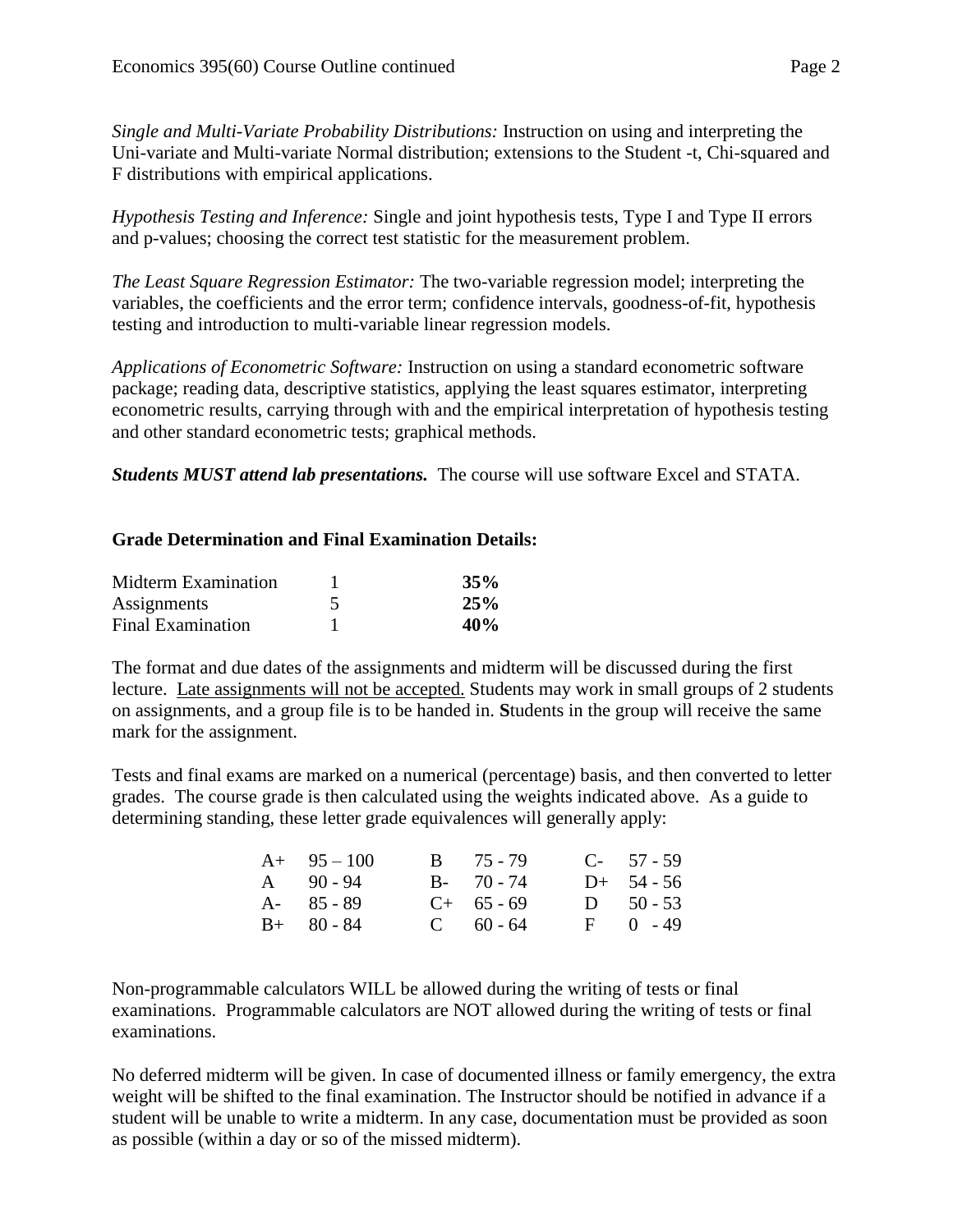*Single and Multi-Variate Probability Distributions:* Instruction on using and interpreting the Uni-variate and Multi-variate Normal distribution; extensions to the Student -t, Chi-squared and F distributions with empirical applications.

*Hypothesis Testing and Inference:* Single and joint hypothesis tests, Type I and Type II errors and p-values; choosing the correct test statistic for the measurement problem.

*The Least Square Regression Estimator:* The two-variable regression model; interpreting the variables, the coefficients and the error term; confidence intervals, goodness-of-fit, hypothesis testing and introduction to multi-variable linear regression models.

*Applications of Econometric Software:* Instruction on using a standard econometric software package; reading data, descriptive statistics, applying the least squares estimator, interpreting econometric results, carrying through with and the empirical interpretation of hypothesis testing and other standard econometric tests; graphical methods.

***Students MUST attend lab presentations.*** The course will use software Excel and STATA.

**Grade Determination and Final Examination Details:**

| | | |
|---|---|---|
| Midterm Examination | 1 | **35%** |
| Assignments | 5 | **25%** |
| Final Examination | 1 | **40%** |

The format and due dates of the assignments and midterm will be discussed during the first lecture. Late assignments will not be accepted. Students may work in small groups of 2 students on assignments, and a group file is to be handed in. **S**tudents in the group will receive the same mark for the assignment.

Tests and final exams are marked on a numerical (percentage) basis, and then converted to letter grades. The course grade is then calculated using the weights indicated above. As a guide to determining standing, these letter grade equivalences will generally apply:

| | | | | | |
|---|---|---|---|---|---|
| A+ | 95 – 100 | B | 75 - 79 | C- | 57 - 59 |
| A | 90 - 94 | B- | 70 - 74 | D+ | 54 - 56 |
| A- | 85 - 89 | C+ | 65 - 69 | D | 50 - 53 |
| B+ | 80 - 84 | C | 60 - 64 | F | 0 - 49 |

Non-programmable calculators WILL be allowed during the writing of tests or final examinations. Programmable calculators are NOT allowed during the writing of tests or final examinations.

No deferred midterm will be given. In case of documented illness or family emergency, the extra weight will be shifted to the final examination. The Instructor should be notified in advance if a student will be unable to write a midterm. In any case, documentation must be provided as soon as possible (within a day or so of the missed midterm).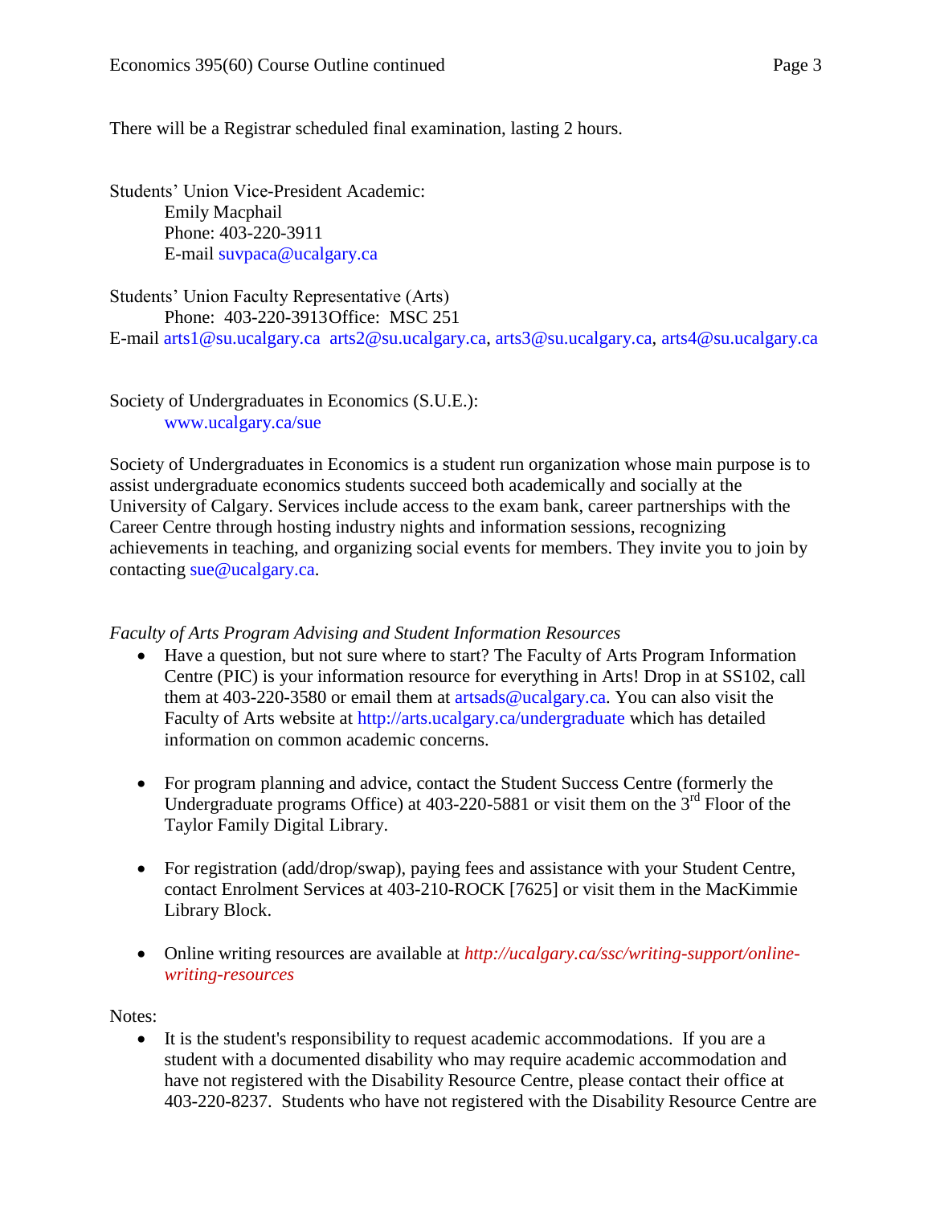There will be a Registrar scheduled final examination, lasting 2 hours.

Students' Union Vice-President Academic:
Emily Macphail
Phone: 403-220-3911
E-mail suvpaca@ucalgary.ca

Students' Union Faculty Representative (Arts)
Phone: 403-220-3913Office: MSC 251
E-mail arts1@su.ucalgary.ca arts2@su.ucalgary.ca, arts3@su.ucalgary.ca, arts4@su.ucalgary.ca

Society of Undergraduates in Economics (S.U.E.):
www.ucalgary.ca/sue

Society of Undergraduates in Economics is a student run organization whose main purpose is to assist undergraduate economics students succeed both academically and socially at the University of Calgary. Services include access to the exam bank, career partnerships with the Career Centre through hosting industry nights and information sessions, recognizing achievements in teaching, and organizing social events for members. They invite you to join by contacting sue@ucalgary.ca.

*Faculty of Arts Program Advising and Student Information Resources*

- Have a question, but not sure where to start? The Faculty of Arts Program Information Centre (PIC) is your information resource for everything in Arts! Drop in at SS102, call them at 403-220-3580 or email them at artsads@ucalgary.ca. You can also visit the Faculty of Arts website at http://arts.ucalgary.ca/undergraduate which has detailed information on common academic concerns.

- For program planning and advice, contact the Student Success Centre (formerly the Undergraduate programs Office) at 403-220-5881 or visit them on the 3rd Floor of the Taylor Family Digital Library.

- For registration (add/drop/swap), paying fees and assistance with your Student Centre, contact Enrolment Services at 403-210-ROCK [7625] or visit them in the MacKimmie Library Block.

- Online writing resources are available at *http://ucalgary.ca/ssc/writing-support/online-writing-resources*

Notes:

- It is the student's responsibility to request academic accommodations. If you are a student with a documented disability who may require academic accommodation and have not registered with the Disability Resource Centre, please contact their office at 403-220-8237. Students who have not registered with the Disability Resource Centre are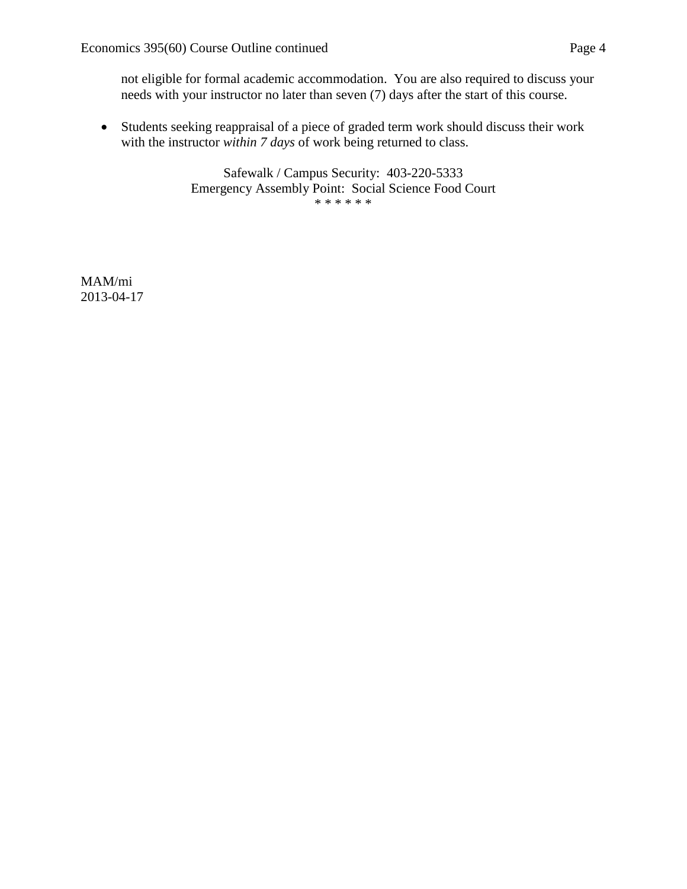not eligible for formal academic accommodation.  You are also required to discuss your needs with your instructor no later than seven (7) days after the start of this course.

- Students seeking reappraisal of a piece of graded term work should discuss their work with the instructor *within 7 days* of work being returned to class.

Safewalk / Campus Security:  403-220-5333
Emergency Assembly Point:  Social Science Food Court
* * * * * *

MAM/mi
2013-04-17